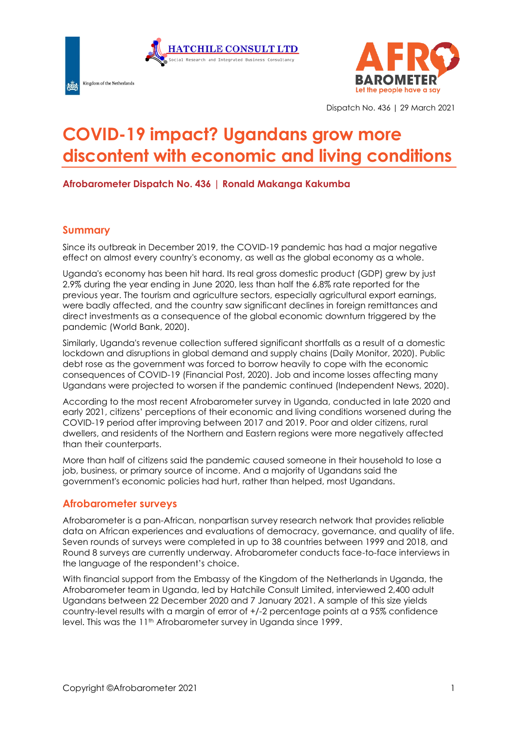Dispatch No. 436 | 29 March 2021

# COVID-19 impact? Ugandans grow more discontent with economic and living conditions

**Afrobarometer Dispatch No. 436 | Ronald Makanga Kakumba**

## Summary

Since its outbreak in December 2019, the COVID-19 pandemic has had a major negative effect on almost every country's economy, as well as the global economy as a whole.

Uganda's economy has been hit hard. Its real gross domestic product (GDP) grew by just 2.9% during the year ending in June 2020, less than half the 6.8% rate reported for the previous year. The tourism and agriculture sectors, especially agricultural export earnings, were badly affected, and the country saw significant declines in foreign remittances and direct investments as a consequence of the global economic downturn triggered by the pandemic (World Bank, 2020).

Similarly, Uganda's revenue collection suffered significant shortfalls as a result of a domestic lockdown and disruptions in global demand and supply chains (Daily Monitor, 2020). Public debt rose as the government was forced to borrow heavily to cope with the economic consequences of COVID-19 (Financial Post, 2020). Job and income losses affecting many Ugandans were projected to worsen if the pandemic continued (Independent News, 2020).

According to the most recent Afrobarometer survey in Uganda, conducted in late 2020 and early 2021, citizens' perceptions of their economic and living conditions worsened during the COVID-19 period after improving between 2017 and 2019. Poor and older citizens, rural dwellers, and residents of the Northern and Eastern regions were more negatively affected than their counterparts.

More than half of citizens said the pandemic caused someone in their household to lose a job, business, or primary source of income. And a majority of Ugandans said the government's economic policies had hurt, rather than helped, most Ugandans.

## Afrobarometer surveys

Afrobarometer is a pan-African, nonpartisan survey research network that provides reliable data on African experiences and evaluations of democracy, governance, and quality of life. Seven rounds of surveys were completed in up to 38 countries between 1999 and 2018, and Round 8 surveys are currently underway. Afrobarometer conducts face-to-face interviews in the language of the respondent's choice.

With financial support from the Embassy of the Kingdom of the Netherlands in Uganda, the Afrobarometer team in Uganda, led by Hatchile Consult Limited, interviewed 2,400 adult Ugandans between 22 December 2020 and 7 January 2021. A sample of this size yields country-level results with a margin of error of +/-2 percentage points at a 95% confidence level. This was the 11th Afrobarometer survey in Uganda since 1999.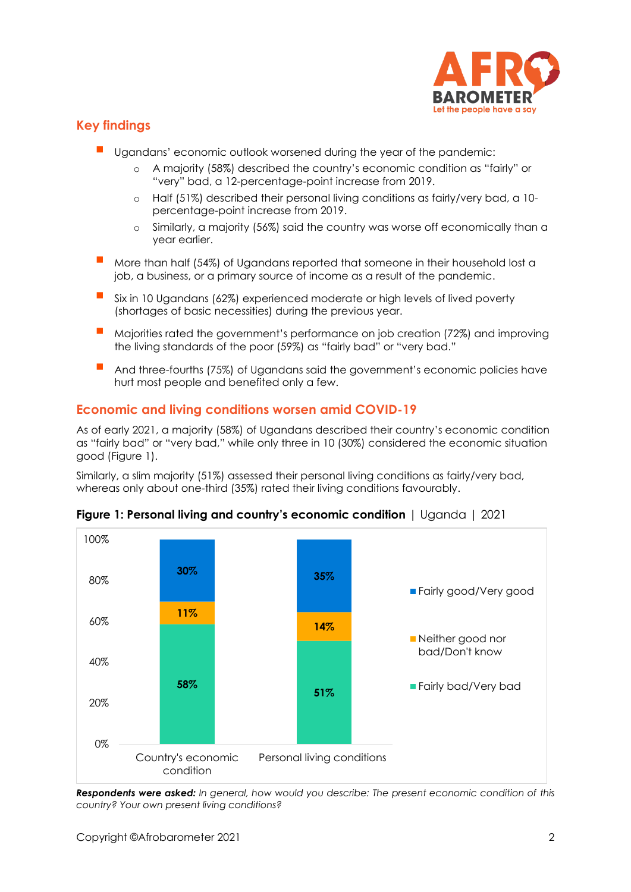## Key findings

- Ugandans' economic outlook worsened during the year of the pandemic:
  - A majority (58%) described the country's economic condition as "fairly" or "very" bad, a 12-percentage-point increase from 2019.
  - Half (51%) described their personal living conditions as fairly/very bad, a 10-percentage-point increase from 2019.
  - Similarly, a majority (56%) said the country was worse off economically than a year earlier.
- More than half (54%) of Ugandans reported that someone in their household lost a job, a business, or a primary source of income as a result of the pandemic.
- Six in 10 Ugandans (62%) experienced moderate or high levels of lived poverty (shortages of basic necessities) during the previous year.
- Majorities rated the government's performance on job creation (72%) and improving the living standards of the poor (59%) as "fairly bad" or "very bad."
- And three-fourths (75%) of Ugandans said the government's economic policies have hurt most people and benefited only a few.

## Economic and living conditions worsen amid COVID-19

As of early 2021, a majority (58%) of Ugandans described their country's economic condition as "fairly bad" or "very bad," while only three in 10 (30%) considered the economic situation good (Figure 1).

Similarly, a slim majority (51%) assessed their personal living conditions as fairly/very bad, whereas only about one-third (35%) rated their living conditions favourably.

**Figure 1: Personal living and country's economic condition** | Uganda | 2021

| | Country's economic condition | Personal living conditions |
|---|---|---|
| Fairly good/Very good | 30% | 35% |
| Neither good nor bad/Don't know | 11% | 14% |
| Fairly bad/Very bad | 58% | 51% |

***Respondents were asked:*** *In general, how would you describe: The present economic condition of this country? Your own present living conditions?*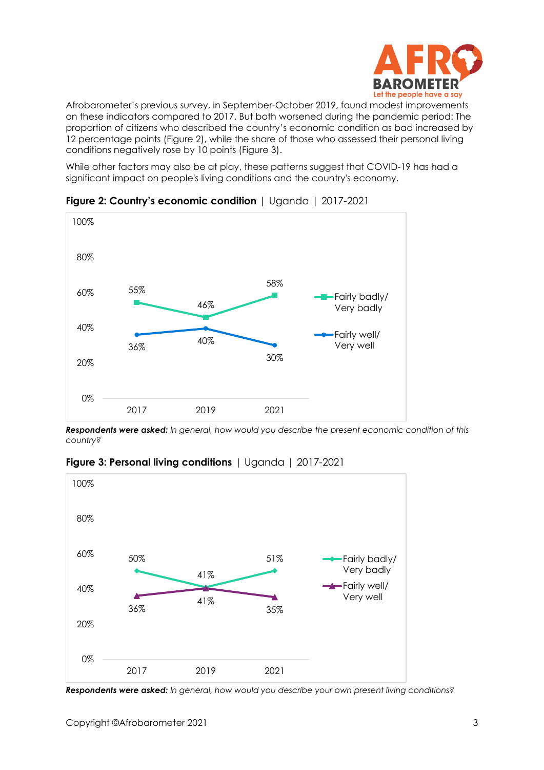Afrobarometer's previous survey, in September-October 2019, found modest improvements on these indicators compared to 2017. But both worsened during the pandemic period: The proportion of citizens who described the country's economic condition as bad increased by 12 percentage points (Figure 2), while the share of those who assessed their personal living conditions negatively rose by 10 points (Figure 3).

While other factors may also be at play, these patterns suggest that COVID-19 has had a significant impact on people's living conditions and the country's economy.

**Figure 2: Country's economic condition** | Uganda | 2017-2021

| | 2017 | 2019 | 2021 |
|---|---|---|---|
| Fairly badly/ Very badly | 55% | 46% | 58% |
| Fairly well/ Very well | 36% | 40% | 30% |

***Respondents were asked:*** *In general, how would you describe the present economic condition of this country?*

**Figure 3: Personal living conditions** | Uganda | 2017-2021

| | 2017 | 2019 | 2021 |
|---|---|---|---|
| Fairly badly/ Very badly | 50% | 41% | 51% |
| Fairly well/ Very well | 36% | 41% | 35% |

***Respondents were asked:*** *In general, how would you describe your own present living conditions?*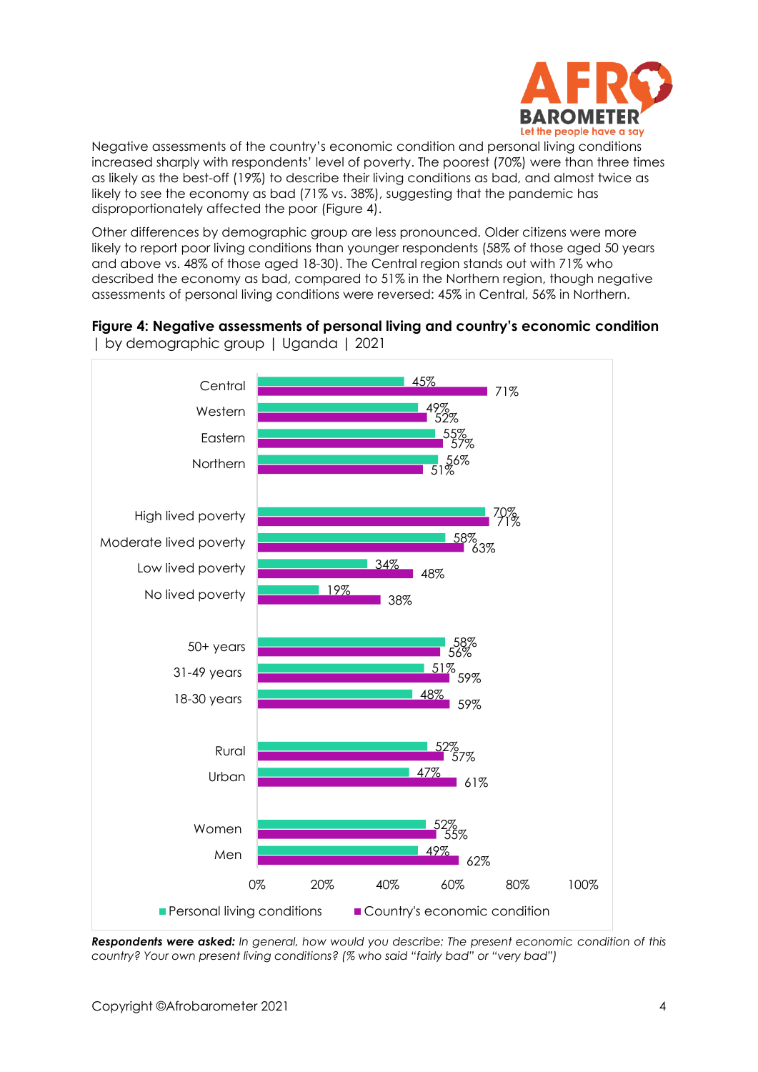Negative assessments of the country's economic condition and personal living conditions increased sharply with respondents' level of poverty. The poorest (70%) were than three times as likely as the best-off (19%) to describe their living conditions as bad, and almost twice as likely to see the economy as bad (71% vs. 38%), suggesting that the pandemic has disproportionately affected the poor (Figure 4).

Other differences by demographic group are less pronounced. Older citizens were more likely to report poor living conditions than younger respondents (58% of those aged 50 years and above vs. 48% of those aged 18-30). The Central region stands out with 71% who described the economy as bad, compared to 51% in the Northern region, though negative assessments of personal living conditions were reversed: 45% in Central, 56% in Northern.

**Figure 4: Negative assessments of personal living and country's economic condition** | by demographic group | Uganda | 2021

| | Personal living conditions | Country's economic condition |
|---|---|---|
| Central | 45% | 71% |
| Western | 49% | 52% |
| Eastern | 55% | 57% |
| Northern | 56% | 51% |
| High lived poverty | 70% | 71% |
| Moderate lived poverty | 58% | 63% |
| Low lived poverty | 34% | 48% |
| No lived poverty | 19% | 38% |
| 50+ years | 58% | 56% |
| 31-49 years | 51% | 59% |
| 18-30 years | 48% | 59% |
| Rural | 52% | 57% |
| Urban | 47% | 61% |
| Women | 52% | 55% |
| Men | 49% | 62% |

***Respondents were asked:*** *In general, how would you describe: The present economic condition of this country? Your own present living conditions? (% who said "fairly bad" or "very bad")*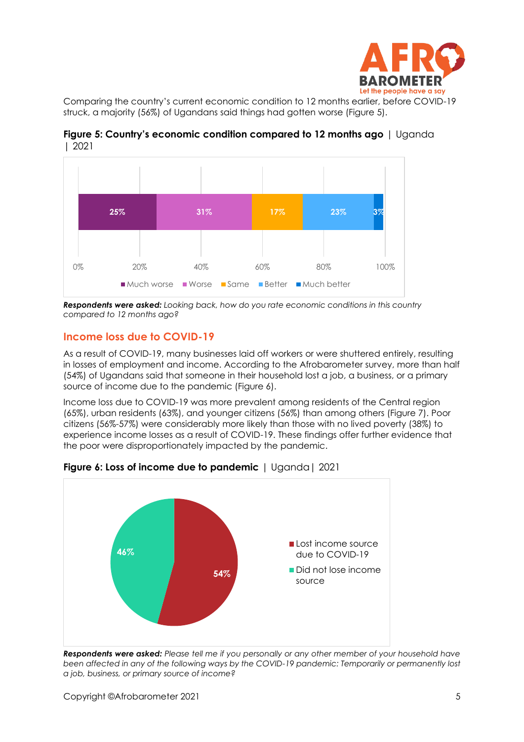Comparing the country's current economic condition to 12 months earlier, before COVID-19 struck, a majority (56%) of Ugandans said things had gotten worse (Figure 5).

**Figure 5: Country's economic condition compared to 12 months ago** | Uganda | 2021

| Much worse | Worse | Same | Better | Much better |
|---|---|---|---|---|
| 25% | 31% | 17% | 23% | 3% |

***Respondents were asked:*** *Looking back, how do you rate economic conditions in this country compared to 12 months ago?*

## Income loss due to COVID-19

As a result of COVID-19, many businesses laid off workers or were shuttered entirely, resulting in losses of employment and income. According to the Afrobarometer survey, more than half (54%) of Ugandans said that someone in their household lost a job, a business, or a primary source of income due to the pandemic (Figure 6).

Income loss due to COVID-19 was more prevalent among residents of the Central region (65%), urban residents (63%), and younger citizens (56%) than among others (Figure 7). Poor citizens (56%-57%) were considerably more likely than those with no lived poverty (38%) to experience income losses as a result of COVID-19. These findings offer further evidence that the poor were disproportionately impacted by the pandemic.

**Figure 6: Loss of income due to pandemic** | Uganda | 2021

| Lost income source due to COVID-19 | Did not lose income source |
|---|---|
| 54% | 46% |

***Respondents were asked:*** *Please tell me if you personally or any other member of your household have been affected in any of the following ways by the COVID-19 pandemic: Temporarily or permanently lost a job, business, or primary source of income?*

Copyright ©Afrobarometer 2021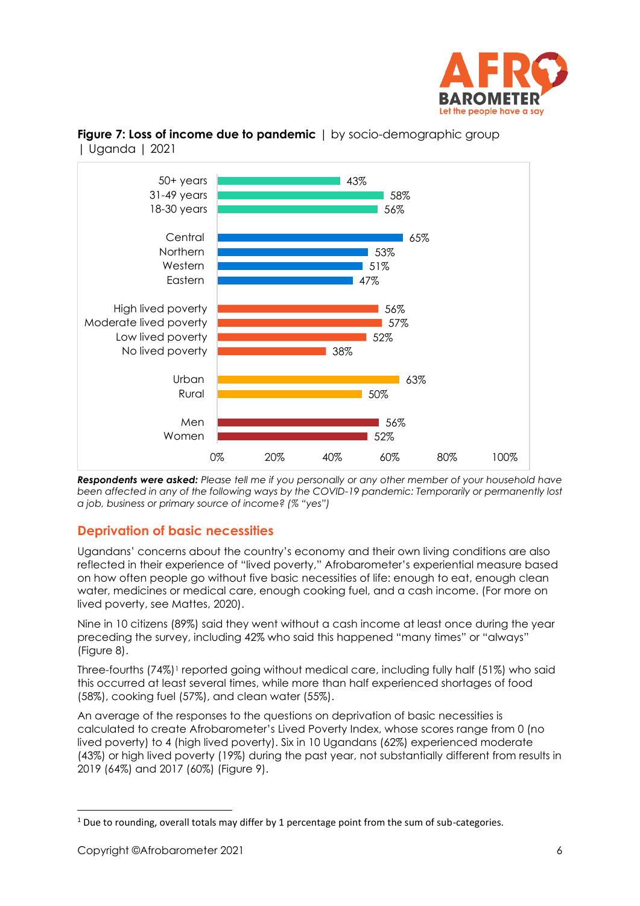**Figure 7: Loss of income due to pandemic** | by socio-demographic group | Uganda | 2021

| Group | % |
|---|---|
| 50+ years | 43% |
| 31-49 years | 58% |
| 18-30 years | 56% |
| Central | 65% |
| Northern | 53% |
| Western | 51% |
| Eastern | 47% |
| High lived poverty | 56% |
| Moderate lived poverty | 57% |
| Low lived poverty | 52% |
| No lived poverty | 38% |
| Urban | 63% |
| Rural | 50% |
| Men | 56% |
| Women | 52% |

***Respondents were asked:*** *Please tell me if you personally or any other member of your household have been affected in any of the following ways by the COVID-19 pandemic: Temporarily or permanently lost a job, business or primary source of income? (% "yes")*

## Deprivation of basic necessities

Ugandans' concerns about the country's economy and their own living conditions are also reflected in their experience of "lived poverty," Afrobarometer's experiential measure based on how often people go without five basic necessities of life: enough to eat, enough clean water, medicines or medical care, enough cooking fuel, and a cash income. (For more on lived poverty, see Mattes, 2020).

Nine in 10 citizens (89%) said they went without a cash income at least once during the year preceding the survey, including 42% who said this happened "many times" or "always" (Figure 8).

Three-fourths (74%)[1] reported going without medical care, including fully half (51%) who said this occurred at least several times, while more than half experienced shortages of food (58%), cooking fuel (57%), and clean water (55%).

An average of the responses to the questions on deprivation of basic necessities is calculated to create Afrobarometer's Lived Poverty Index, whose scores range from 0 (no lived poverty) to 4 (high lived poverty). Six in 10 Ugandans (62%) experienced moderate (43%) or high lived poverty (19%) during the past year, not substantially different from results in 2019 (64%) and 2017 (60%) (Figure 9).

[1] Due to rounding, overall totals may differ by 1 percentage point from the sum of sub-categories.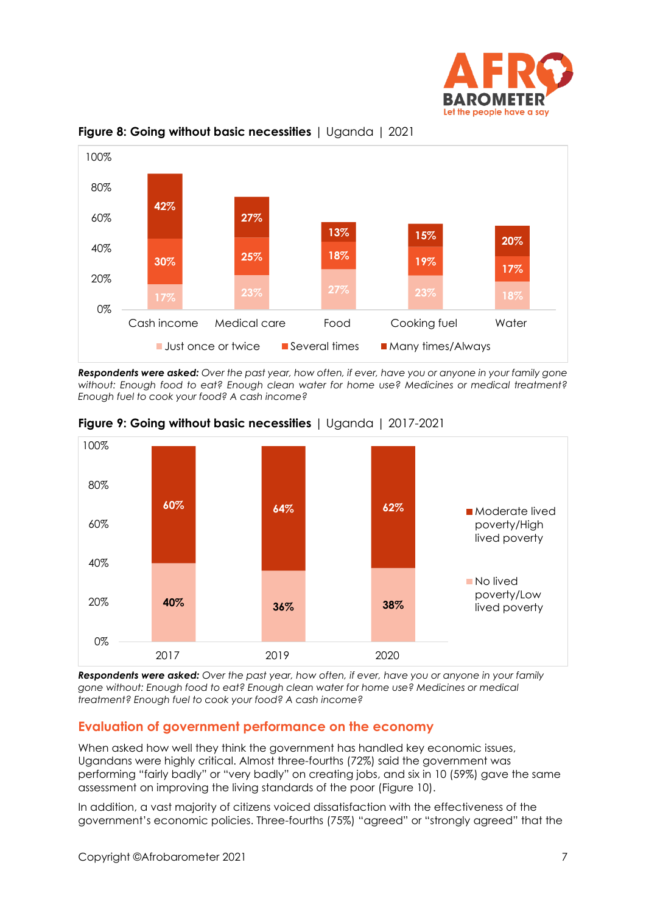**Figure 8: Going without basic necessities** | Uganda | 2021

| | Just once or twice | Several times | Many times/Always |
|---|---|---|---|
| Cash income | 17% | 30% | 42% |
| Medical care | 23% | 25% | 27% |
| Food | 27% | 18% | 13% |
| Cooking fuel | 23% | 19% | 15% |
| Water | 18% | 17% | 20% |

***Respondents were asked:*** *Over the past year, how often, if ever, have you or anyone in your family gone without: Enough food to eat? Enough clean water for home use? Medicines or medical treatment? Enough fuel to cook your food? A cash income?*

**Figure 9: Going without basic necessities** | Uganda | 2017-2021

| | No lived poverty/Low lived poverty | Moderate lived poverty/High lived poverty |
|---|---|---|
| 2017 | 40% | 60% |
| 2019 | 36% | 64% |
| 2020 | 38% | 62% |

***Respondents were asked:*** *Over the past year, how often, if ever, have you or anyone in your family gone without: Enough food to eat? Enough clean water for home use? Medicines or medical treatment? Enough fuel to cook your food? A cash income?*

## Evaluation of government performance on the economy

When asked how well they think the government has handled key economic issues, Ugandans were highly critical. Almost three-fourths (72%) said the government was performing "fairly badly" or "very badly" on creating jobs, and six in 10 (59%) gave the same assessment on improving the living standards of the poor (Figure 10).

In addition, a vast majority of citizens voiced dissatisfaction with the effectiveness of the government's economic policies. Three-fourths (75%) "agreed" or "strongly agreed" that the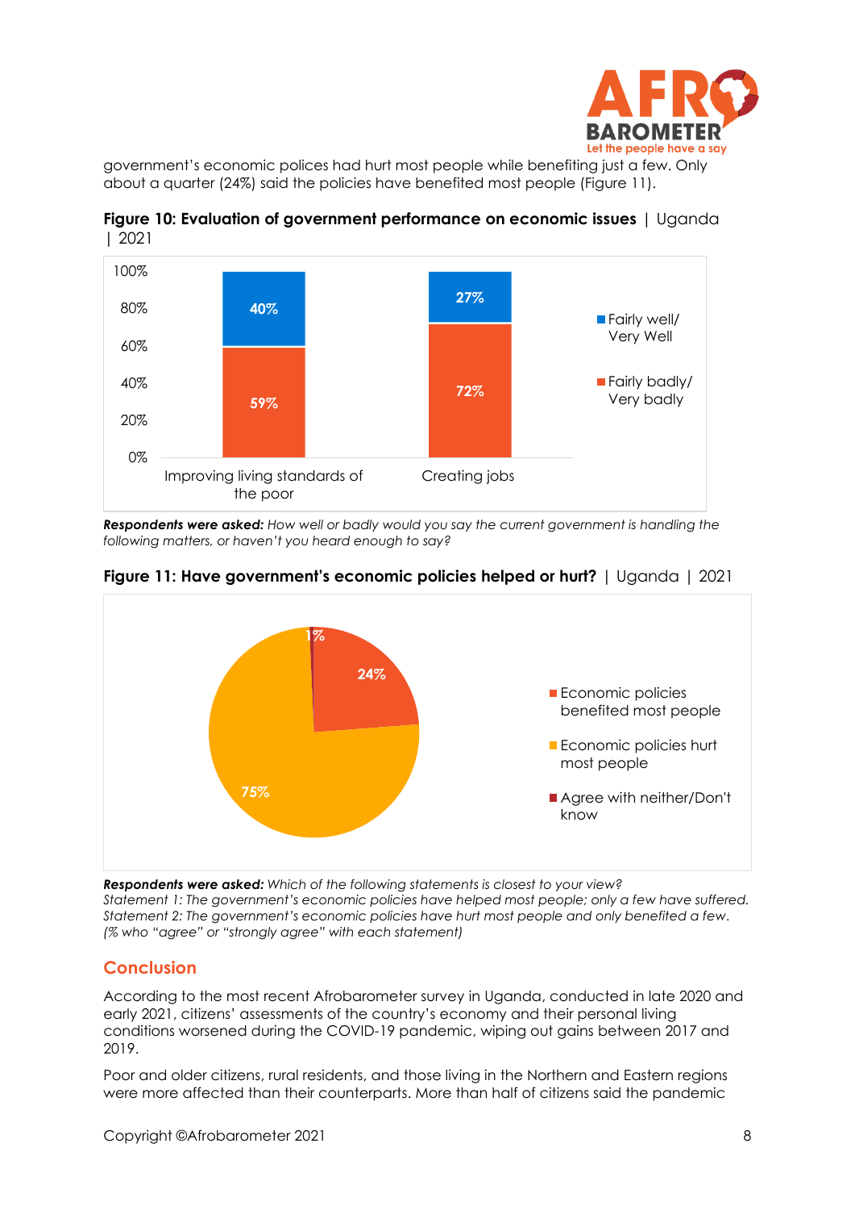government's economic polices had hurt most people while benefiting just a few. Only about a quarter (24%) said the policies have benefited most people (Figure 11).

**Figure 10: Evaluation of government performance on economic issues** | Uganda | 2021

| | Fairly well/ Very Well | Fairly badly/ Very badly |
|---|---|---|
| Improving living standards of the poor | 40% | 59% |
| Creating jobs | 27% | 72% |

***Respondents were asked:*** *How well or badly would you say the current government is handling the following matters, or haven't you heard enough to say?*

**Figure 11: Have government's economic policies helped or hurt?** | Uganda | 2021

| | % |
|---|---|
| Economic policies benefited most people | 24% |
| Economic policies hurt most people | 75% |
| Agree with neither/Don't know | 1% |

***Respondents were asked:*** *Which of the following statements is closest to your view?*
*Statement 1: The government's economic policies have helped most people; only a few have suffered.*
*Statement 2: The government's economic policies have hurt most people and only benefited a few.*
*(% who "agree" or "strongly agree" with each statement)*

## Conclusion

According to the most recent Afrobarometer survey in Uganda, conducted in late 2020 and early 2021, citizens' assessments of the country's economy and their personal living conditions worsened during the COVID-19 pandemic, wiping out gains between 2017 and 2019.

Poor and older citizens, rural residents, and those living in the Northern and Eastern regions were more affected than their counterparts. More than half of citizens said the pandemic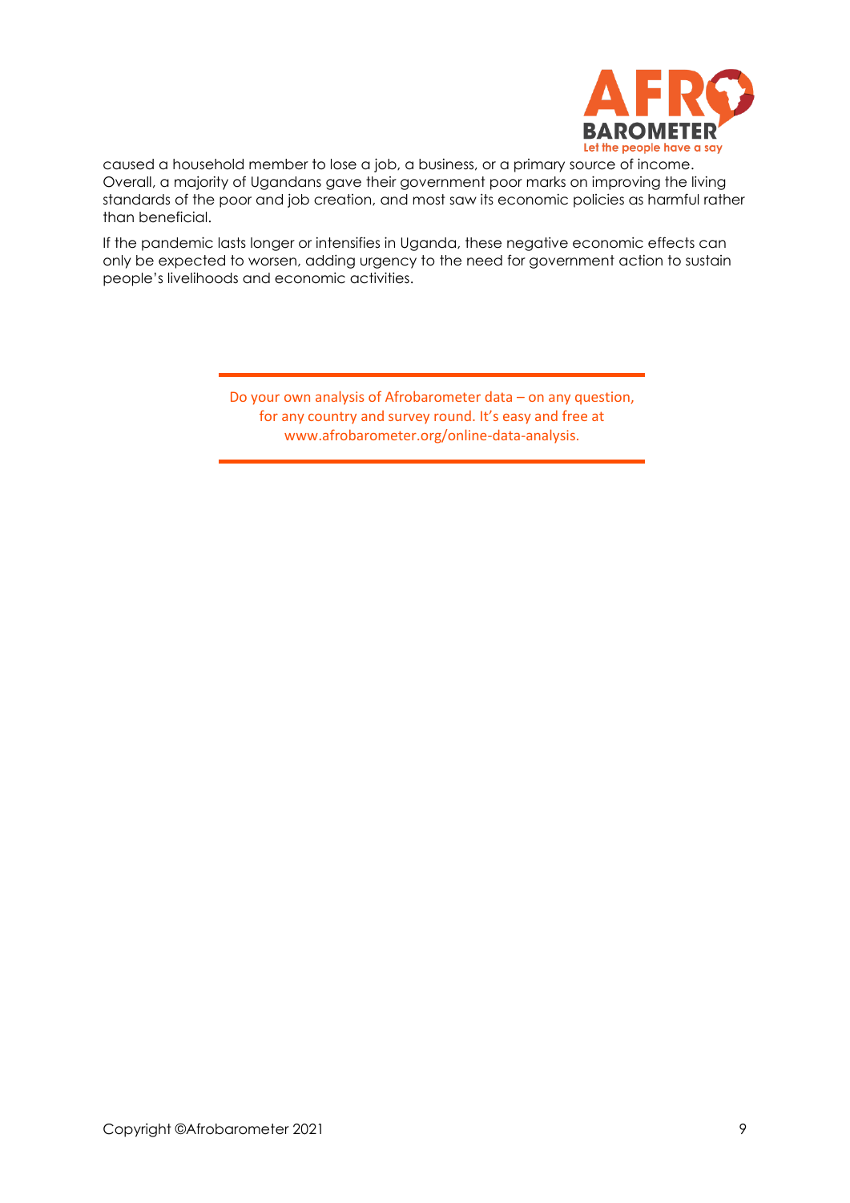caused a household member to lose a job, a business, or a primary source of income. Overall, a majority of Ugandans gave their government poor marks on improving the living standards of the poor and job creation, and most saw its economic policies as harmful rather than beneficial.

If the pandemic lasts longer or intensifies in Uganda, these negative economic effects can only be expected to worsen, adding urgency to the need for government action to sustain people's livelihoods and economic activities.

---

Do your own analysis of Afrobarometer data – on any question, for any country and survey round. It's easy and free at www.afrobarometer.org/online-data-analysis.

---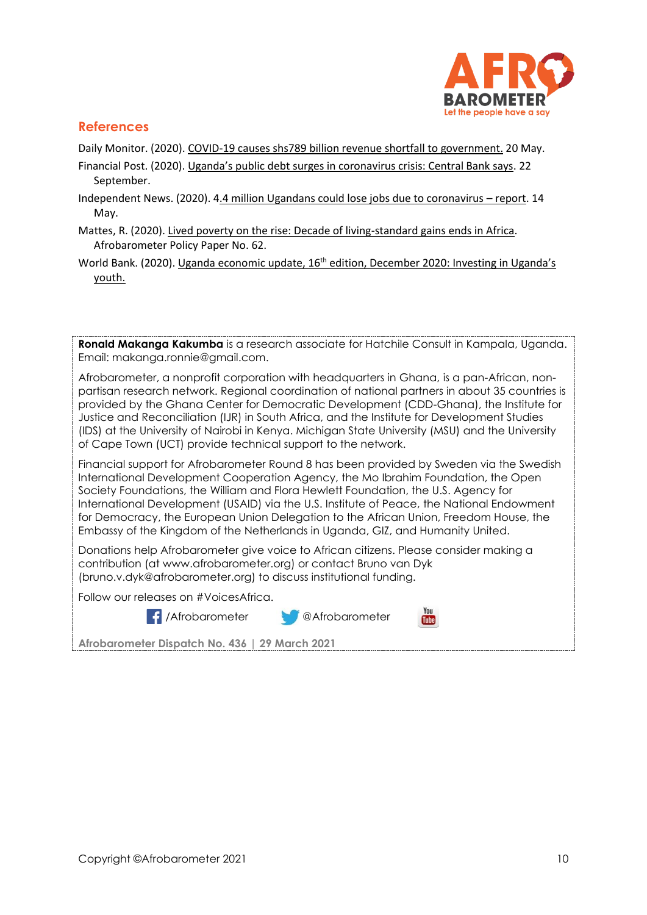## References

Daily Monitor. (2020). COVID-19 causes shs789 billion revenue shortfall to government. 20 May.

Financial Post. (2020). Uganda's public debt surges in coronavirus crisis: Central Bank says. 22 September.

Independent News. (2020). 4.4 million Ugandans could lose jobs due to coronavirus – report. 14 May.

Mattes, R. (2020). Lived poverty on the rise: Decade of living-standard gains ends in Africa. Afrobarometer Policy Paper No. 62.

World Bank. (2020). Uganda economic update, 16th edition, December 2020: Investing in Uganda's youth.

**Ronald Makanga Kakumba** is a research associate for Hatchile Consult in Kampala, Uganda. Email: makanga.ronnie@gmail.com.

Afrobarometer, a nonprofit corporation with headquarters in Ghana, is a pan-African, non-partisan research network. Regional coordination of national partners in about 35 countries is provided by the Ghana Center for Democratic Development (CDD-Ghana), the Institute for Justice and Reconciliation (IJR) in South Africa, and the Institute for Development Studies (IDS) at the University of Nairobi in Kenya. Michigan State University (MSU) and the University of Cape Town (UCT) provide technical support to the network.

Financial support for Afrobarometer Round 8 has been provided by Sweden via the Swedish International Development Cooperation Agency, the Mo Ibrahim Foundation, the Open Society Foundations, the William and Flora Hewlett Foundation, the U.S. Agency for International Development (USAID) via the U.S. Institute of Peace, the National Endowment for Democracy, the European Union Delegation to the African Union, Freedom House, the Embassy of the Kingdom of the Netherlands in Uganda, GIZ, and Humanity United.

Donations help Afrobarometer give voice to African citizens. Please consider making a contribution (at www.afrobarometer.org) or contact Bruno van Dyk (bruno.v.dyk@afrobarometer.org) to discuss institutional funding.

Follow our releases on #VoicesAfrica.

/Afrobarometer @Afrobarometer

**Afrobarometer Dispatch No. 436 | 29 March 2021**

Copyright ©Afrobarometer 2021